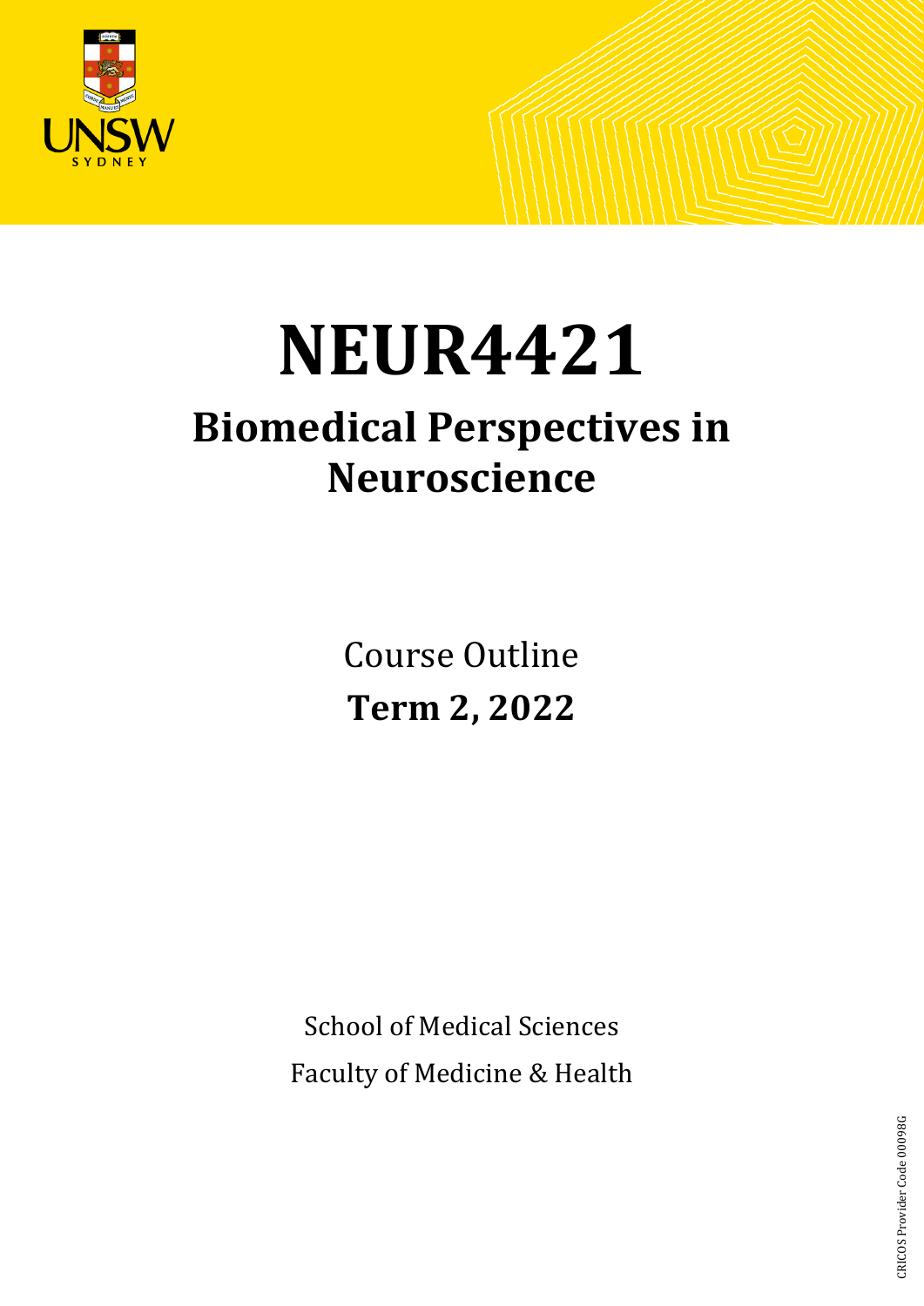# NEUR4421

## Biomedical Perspectives in Neuroscience

Course Outline

**Term 2, 2022**

School of Medical Sciences

Faculty of Medicine & Health

CRICOS Provider Code 00098G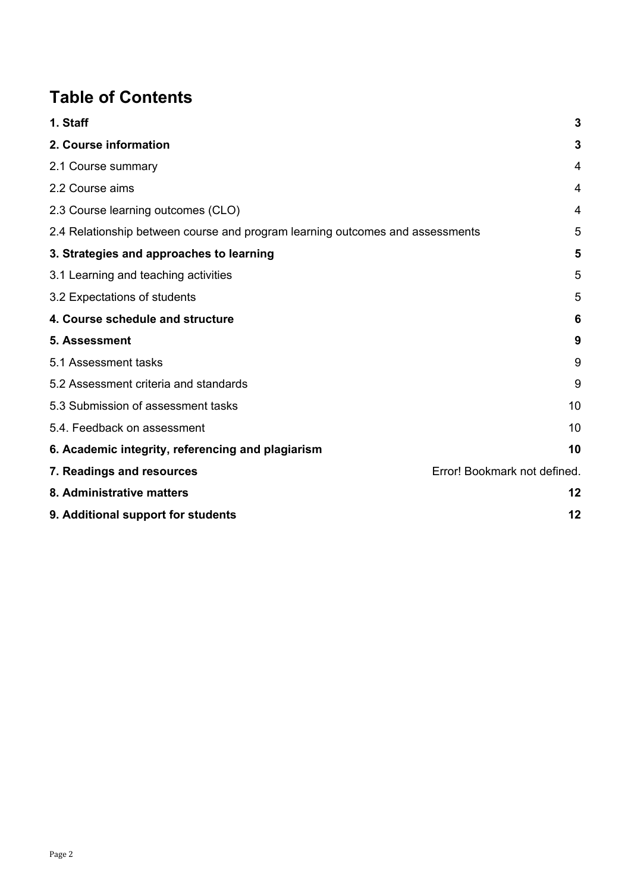# Table of Contents

| | |
|---|---|
| **1. Staff** | **3** |
| **2. Course information** | **3** |
| 2.1 Course summary | 4 |
| 2.2 Course aims | 4 |
| 2.3 Course learning outcomes (CLO) | 4 |
| 2.4 Relationship between course and program learning outcomes and assessments | 5 |
| **3. Strategies and approaches to learning** | **5** |
| 3.1 Learning and teaching activities | 5 |
| 3.2 Expectations of students | 5 |
| **4. Course schedule and structure** | **6** |
| **5. Assessment** | **9** |
| 5.1 Assessment tasks | 9 |
| 5.2 Assessment criteria and standards | 9 |
| 5.3 Submission of assessment tasks | 10 |
| 5.4. Feedback on assessment | 10 |
| **6. Academic integrity, referencing and plagiarism** | **10** |
| **7. Readings and resources** | Error! Bookmark not defined. |
| **8. Administrative matters** | **12** |
| **9. Additional support for students** | **12** |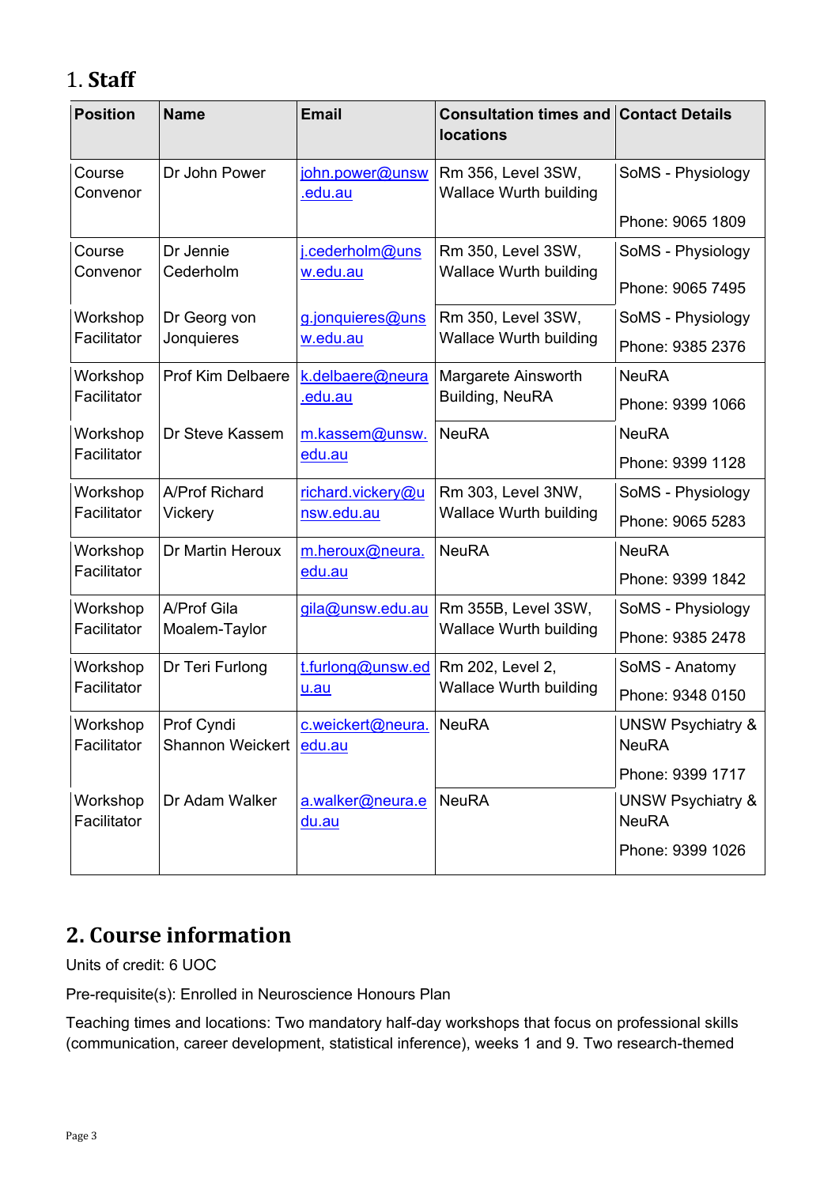## 1. Staff

| Position | Name | Email | Consultation times and locations | Contact Details |
|---|---|---|---|---|
| Course Convenor | Dr John Power | john.power@unsw.edu.au | Rm 356, Level 3SW, Wallace Wurth building | SoMS - Physiology<br>Phone: 9065 1809 |
| Course Convenor | Dr Jennie Cederholm | j.cederholm@unsw.edu.au | Rm 350, Level 3SW, Wallace Wurth building | SoMS - Physiology<br>Phone: 9065 7495 |
| Workshop Facilitator | Dr Georg von Jonquieres | g.jonquieres@unsw.edu.au | Rm 350, Level 3SW, Wallace Wurth building | SoMS - Physiology<br>Phone: 9385 2376 |
| Workshop Facilitator | Prof Kim Delbaere | k.delbaere@neura.edu.au | Margarete Ainsworth Building, NeuRA | NeuRA<br>Phone: 9399 1066 |
| Workshop Facilitator | Dr Steve Kassem | m.kassem@unsw.edu.au | NeuRA | NeuRA<br>Phone: 9399 1128 |
| Workshop Facilitator | A/Prof Richard Vickery | richard.vickery@unsw.edu.au | Rm 303, Level 3NW, Wallace Wurth building | SoMS - Physiology<br>Phone: 9065 5283 |
| Workshop Facilitator | Dr Martin Heroux | m.heroux@neura.edu.au | NeuRA | NeuRA<br>Phone: 9399 1842 |
| Workshop Facilitator | A/Prof Gila Moalem-Taylor | gila@unsw.edu.au | Rm 355B, Level 3SW, Wallace Wurth building | SoMS - Physiology<br>Phone: 9385 2478 |
| Workshop Facilitator | Dr Teri Furlong | t.furlong@unsw.edu.au | Rm 202, Level 2, Wallace Wurth building | SoMS - Anatomy<br>Phone: 9348 0150 |
| Workshop Facilitator | Prof Cyndi Shannon Weickert | c.weickert@neura.edu.au | NeuRA | UNSW Psychiatry & NeuRA<br>Phone: 9399 1717 |
| Workshop Facilitator | Dr Adam Walker | a.walker@neura.edu.au | NeuRA | UNSW Psychiatry & NeuRA<br>Phone: 9399 1026 |

## 2. Course information

Units of credit: 6 UOC

Pre-requisite(s): Enrolled in Neuroscience Honours Plan

Teaching times and locations: Two mandatory half-day workshops that focus on professional skills (communication, career development, statistical inference), weeks 1 and 9. Two research-themed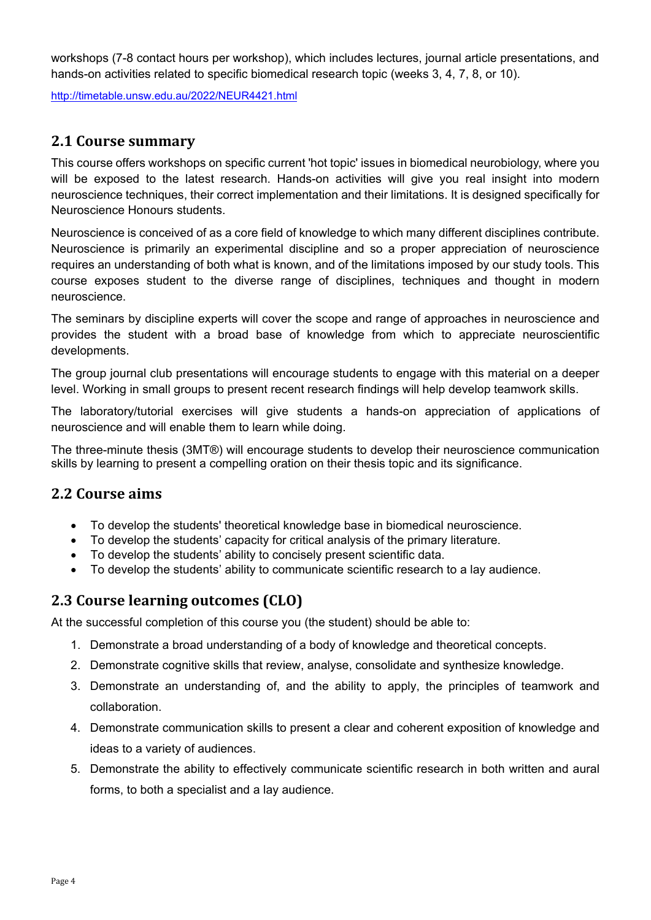workshops (7-8 contact hours per workshop), which includes lectures, journal article presentations, and hands-on activities related to specific biomedical research topic (weeks 3, 4, 7, 8, or 10).

http://timetable.unsw.edu.au/2022/NEUR4421.html

## 2.1 Course summary

This course offers workshops on specific current 'hot topic' issues in biomedical neurobiology, where you will be exposed to the latest research. Hands-on activities will give you real insight into modern neuroscience techniques, their correct implementation and their limitations. It is designed specifically for Neuroscience Honours students.

Neuroscience is conceived of as a core field of knowledge to which many different disciplines contribute. Neuroscience is primarily an experimental discipline and so a proper appreciation of neuroscience requires an understanding of both what is known, and of the limitations imposed by our study tools. This course exposes student to the diverse range of disciplines, techniques and thought in modern neuroscience.

The seminars by discipline experts will cover the scope and range of approaches in neuroscience and provides the student with a broad base of knowledge from which to appreciate neuroscientific developments.

The group journal club presentations will encourage students to engage with this material on a deeper level. Working in small groups to present recent research findings will help develop teamwork skills.

The laboratory/tutorial exercises will give students a hands-on appreciation of applications of neuroscience and will enable them to learn while doing.

The three-minute thesis (3MT®) will encourage students to develop their neuroscience communication skills by learning to present a compelling oration on their thesis topic and its significance.

## 2.2 Course aims

- To develop the students' theoretical knowledge base in biomedical neuroscience.
- To develop the students' capacity for critical analysis of the primary literature.
- To develop the students' ability to concisely present scientific data.
- To develop the students' ability to communicate scientific research to a lay audience.

## 2.3 Course learning outcomes (CLO)

At the successful completion of this course you (the student) should be able to:

1. Demonstrate a broad understanding of a body of knowledge and theoretical concepts.
2. Demonstrate cognitive skills that review, analyse, consolidate and synthesize knowledge.
3. Demonstrate an understanding of, and the ability to apply, the principles of teamwork and collaboration.
4. Demonstrate communication skills to present a clear and coherent exposition of knowledge and ideas to a variety of audiences.
5. Demonstrate the ability to effectively communicate scientific research in both written and aural forms, to both a specialist and a lay audience.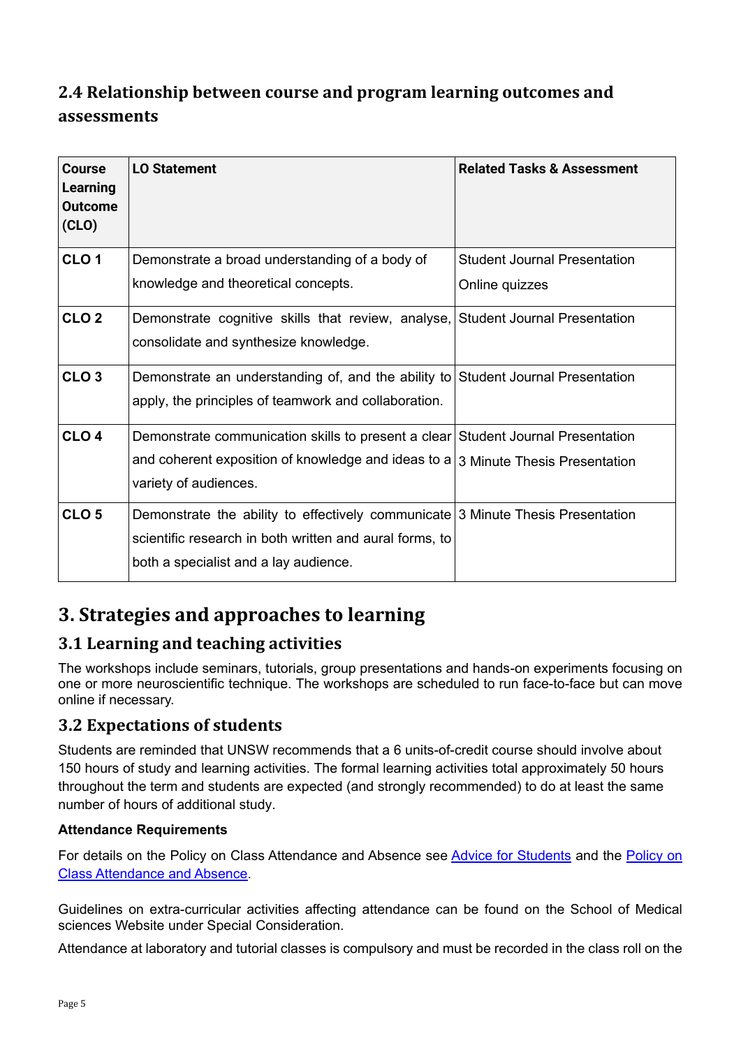## 2.4 Relationship between course and program learning outcomes and assessments

| Course Learning Outcome (CLO) | LO Statement | Related Tasks & Assessment |
| --- | --- | --- |
| **CLO 1** | Demonstrate a broad understanding of a body of knowledge and theoretical concepts. | Student Journal Presentation<br>Online quizzes |
| **CLO 2** | Demonstrate cognitive skills that review, analyse, consolidate and synthesize knowledge. | Student Journal Presentation |
| **CLO 3** | Demonstrate an understanding of, and the ability to apply, the principles of teamwork and collaboration. | Student Journal Presentation |
| **CLO 4** | Demonstrate communication skills to present a clear and coherent exposition of knowledge and ideas to a variety of audiences. | Student Journal Presentation<br>3 Minute Thesis Presentation |
| **CLO 5** | Demonstrate the ability to effectively communicate scientific research in both written and aural forms, to both a specialist and a lay audience. | 3 Minute Thesis Presentation |

# 3. Strategies and approaches to learning

## 3.1 Learning and teaching activities

The workshops include seminars, tutorials, group presentations and hands-on experiments focusing on one or more neuroscientific technique. The workshops are scheduled to run face-to-face but can move online if necessary.

## 3.2 Expectations of students

Students are reminded that UNSW recommends that a 6 units-of-credit course should involve about 150 hours of study and learning activities. The formal learning activities total approximately 50 hours throughout the term and students are expected (and strongly recommended) to do at least the same number of hours of additional study.

**Attendance Requirements**

For details on the Policy on Class Attendance and Absence see [Advice for Students]() and the [Policy on Class Attendance and Absence]().

Guidelines on extra-curricular activities affecting attendance can be found on the School of Medical sciences Website under Special Consideration.

Attendance at laboratory and tutorial classes is compulsory and must be recorded in the class roll on the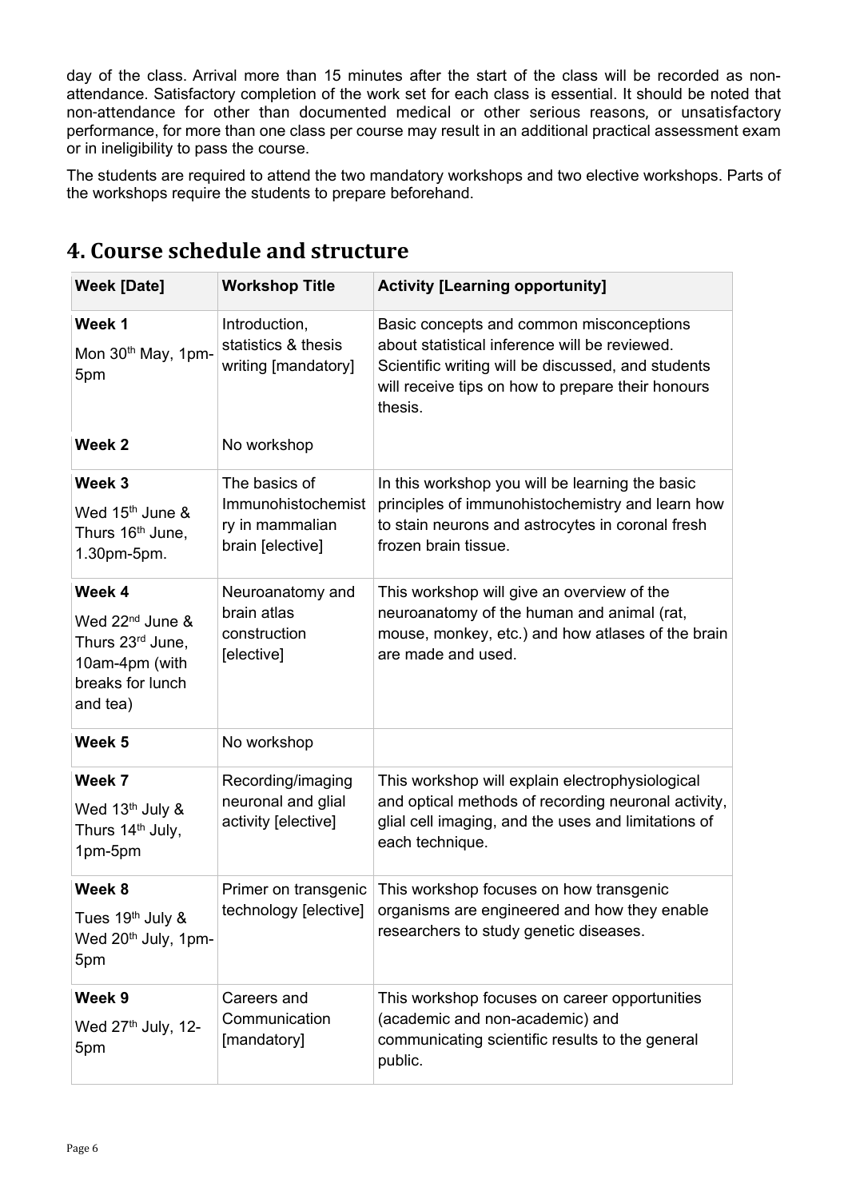day of the class. Arrival more than 15 minutes after the start of the class will be recorded as non-attendance. Satisfactory completion of the work set for each class is essential. It should be noted that non-attendance for other than documented medical or other serious reasons, or unsatisfactory performance, for more than one class per course may result in an additional practical assessment exam or in ineligibility to pass the course.

The students are required to attend the two mandatory workshops and two elective workshops. Parts of the workshops require the students to prepare beforehand.

# 4. Course schedule and structure

| Week [Date] | Workshop Title | Activity [Learning opportunity] |
|---|---|---|
| **Week 1**<br>Mon 30th May, 1pm-5pm | Introduction, statistics & thesis writing [mandatory] | Basic concepts and common misconceptions about statistical inference will be reviewed. Scientific writing will be discussed, and students will receive tips on how to prepare their honours thesis. |
| **Week 2** | No workshop | |
| **Week 3**<br>Wed 15th June & Thurs 16th June, 1.30pm-5pm. | The basics of Immunohistochemistry in mammalian brain [elective] | In this workshop you will be learning the basic principles of immunohistochemistry and learn how to stain neurons and astrocytes in coronal fresh frozen brain tissue. |
| **Week 4**<br>Wed 22nd June & Thurs 23rd June, 10am-4pm (with breaks for lunch and tea) | Neuroanatomy and brain atlas construction [elective] | This workshop will give an overview of the neuroanatomy of the human and animal (rat, mouse, monkey, etc.) and how atlases of the brain are made and used. |
| **Week 5** | No workshop | |
| **Week 7**<br>Wed 13th July & Thurs 14th July, 1pm-5pm | Recording/imaging neuronal and glial activity [elective] | This workshop will explain electrophysiological and optical methods of recording neuronal activity, glial cell imaging, and the uses and limitations of each technique. |
| **Week 8**<br>Tues 19th July & Wed 20th July, 1pm-5pm | Primer on transgenic technology [elective] | This workshop focuses on how transgenic organisms are engineered and how they enable researchers to study genetic diseases. |
| **Week 9**<br>Wed 27th July, 12-5pm | Careers and Communication [mandatory] | This workshop focuses on career opportunities (academic and non-academic) and communicating scientific results to the general public. |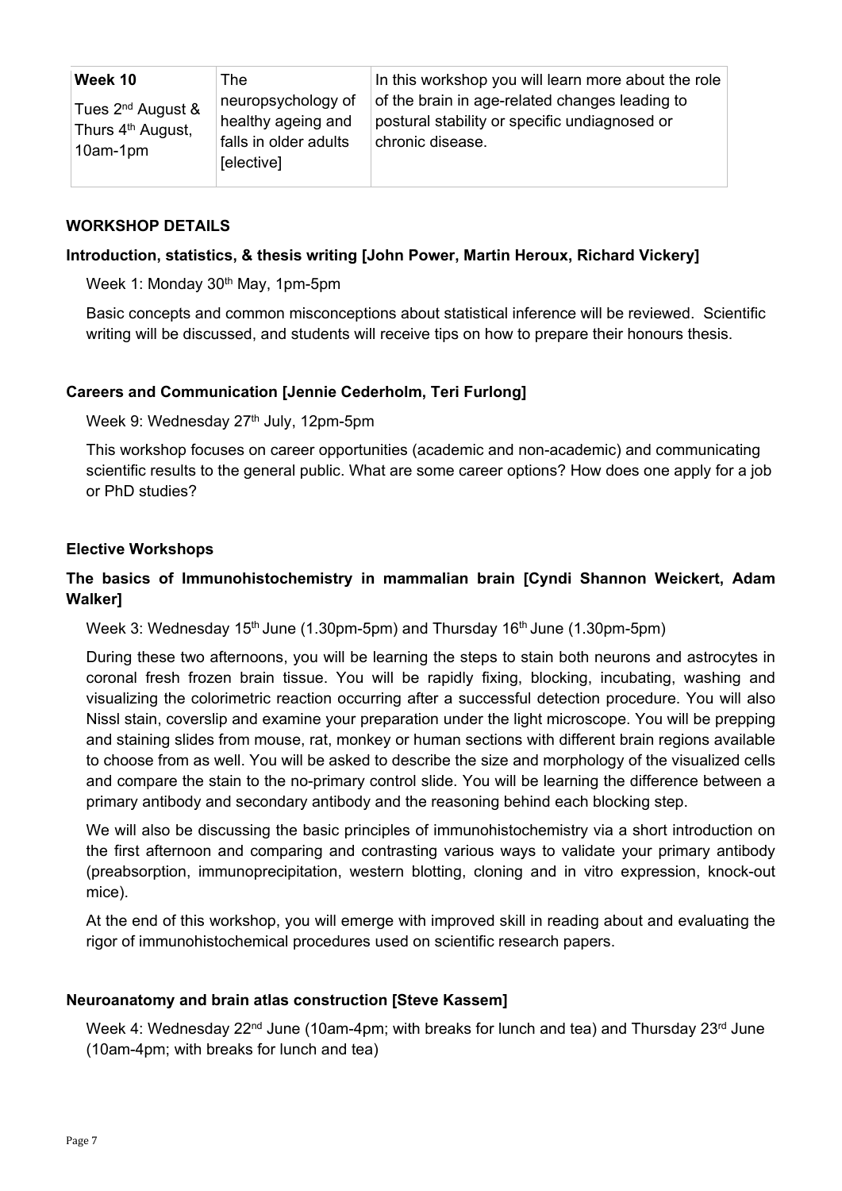| Week 10 Tues 2nd August & Thurs 4th August, 10am-1pm | The neuropsychology of healthy ageing and falls in older adults [elective] | In this workshop you will learn more about the role of the brain in age-related changes leading to postural stability or specific undiagnosed or chronic disease. |
|---|---|---|

## WORKSHOP DETAILS

### Introduction, statistics, & thesis writing [John Power, Martin Heroux, Richard Vickery]

Week 1: Monday 30th May, 1pm-5pm

Basic concepts and common misconceptions about statistical inference will be reviewed. Scientific writing will be discussed, and students will receive tips on how to prepare their honours thesis.

### Careers and Communication [Jennie Cederholm, Teri Furlong]

Week 9: Wednesday 27th July, 12pm-5pm

This workshop focuses on career opportunities (academic and non-academic) and communicating scientific results to the general public. What are some career options? How does one apply for a job or PhD studies?

### Elective Workshops

### The basics of Immunohistochemistry in mammalian brain [Cyndi Shannon Weickert, Adam Walker]

Week 3: Wednesday 15th June (1.30pm-5pm) and Thursday 16th June (1.30pm-5pm)

During these two afternoons, you will be learning the steps to stain both neurons and astrocytes in coronal fresh frozen brain tissue. You will be rapidly fixing, blocking, incubating, washing and visualizing the colorimetric reaction occurring after a successful detection procedure. You will also Nissl stain, coverslip and examine your preparation under the light microscope. You will be prepping and staining slides from mouse, rat, monkey or human sections with different brain regions available to choose from as well. You will be asked to describe the size and morphology of the visualized cells and compare the stain to the no-primary control slide. You will be learning the difference between a primary antibody and secondary antibody and the reasoning behind each blocking step.

We will also be discussing the basic principles of immunohistochemistry via a short introduction on the first afternoon and comparing and contrasting various ways to validate your primary antibody (preabsorption, immunoprecipitation, western blotting, cloning and in vitro expression, knock-out mice).

At the end of this workshop, you will emerge with improved skill in reading about and evaluating the rigor of immunohistochemical procedures used on scientific research papers.

### Neuroanatomy and brain atlas construction [Steve Kassem]

Week 4: Wednesday 22nd June (10am-4pm; with breaks for lunch and tea) and Thursday 23rd June (10am-4pm; with breaks for lunch and tea)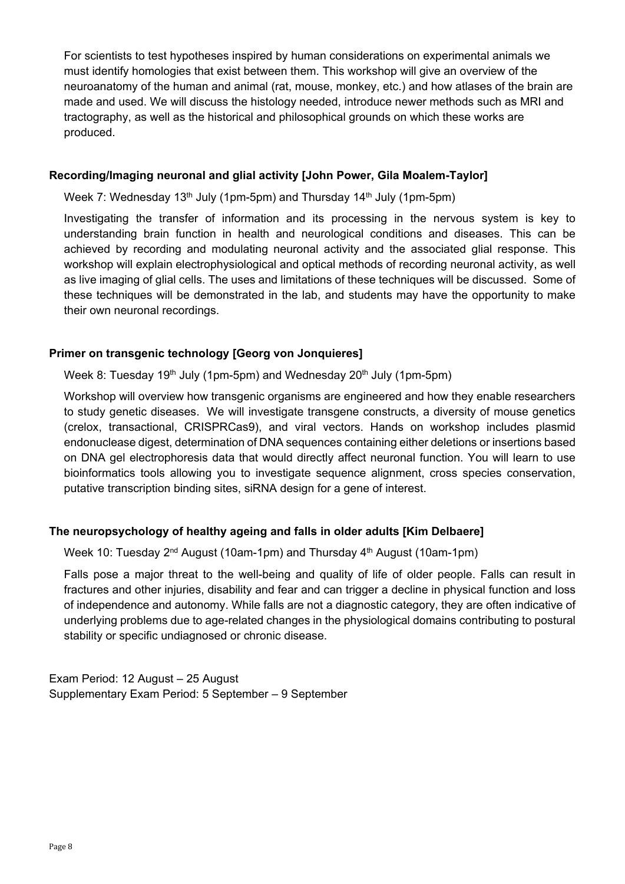For scientists to test hypotheses inspired by human considerations on experimental animals we must identify homologies that exist between them. This workshop will give an overview of the neuroanatomy of the human and animal (rat, mouse, monkey, etc.) and how atlases of the brain are made and used. We will discuss the histology needed, introduce newer methods such as MRI and tractography, as well as the historical and philosophical grounds on which these works are produced.

**Recording/Imaging neuronal and glial activity [John Power, Gila Moalem-Taylor]**

Week 7: Wednesday 13th July (1pm-5pm) and Thursday 14th July (1pm-5pm)

Investigating the transfer of information and its processing in the nervous system is key to understanding brain function in health and neurological conditions and diseases. This can be achieved by recording and modulating neuronal activity and the associated glial response. This workshop will explain electrophysiological and optical methods of recording neuronal activity, as well as live imaging of glial cells. The uses and limitations of these techniques will be discussed. Some of these techniques will be demonstrated in the lab, and students may have the opportunity to make their own neuronal recordings.

**Primer on transgenic technology [Georg von Jonquieres]**

Week 8: Tuesday 19th July (1pm-5pm) and Wednesday 20th July (1pm-5pm)

Workshop will overview how transgenic organisms are engineered and how they enable researchers to study genetic diseases. We will investigate transgene constructs, a diversity of mouse genetics (crelox, transactional, CRISPRCas9), and viral vectors. Hands on workshop includes plasmid endonuclease digest, determination of DNA sequences containing either deletions or insertions based on DNA gel electrophoresis data that would directly affect neuronal function. You will learn to use bioinformatics tools allowing you to investigate sequence alignment, cross species conservation, putative transcription binding sites, siRNA design for a gene of interest.

**The neuropsychology of healthy ageing and falls in older adults [Kim Delbaere]**

Week 10: Tuesday 2nd August (10am-1pm) and Thursday 4th August (10am-1pm)

Falls pose a major threat to the well-being and quality of life of older people. Falls can result in fractures and other injuries, disability and fear and can trigger a decline in physical function and loss of independence and autonomy. While falls are not a diagnostic category, they are often indicative of underlying problems due to age-related changes in the physiological domains contributing to postural stability or specific undiagnosed or chronic disease.

Exam Period: 12 August – 25 August
Supplementary Exam Period: 5 September – 9 September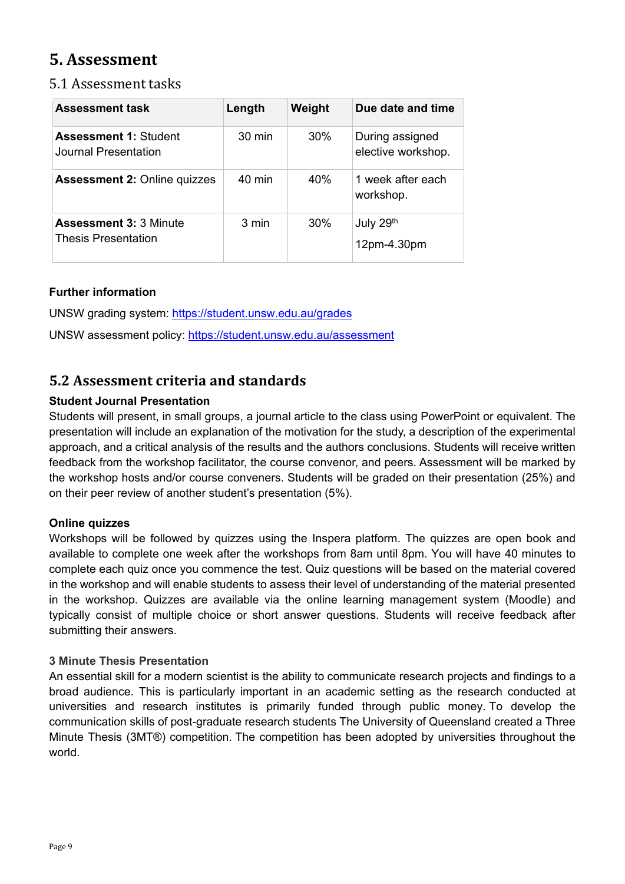# 5. Assessment

## 5.1 Assessment tasks

| Assessment task | Length | Weight | Due date and time |
|---|---|---|---|
| **Assessment 1:** Student Journal Presentation | 30 min | 30% | During assigned elective workshop. |
| **Assessment 2:** Online quizzes | 40 min | 40% | 1 week after each workshop. |
| **Assessment 3:** 3 Minute Thesis Presentation | 3 min | 30% | July 29th 12pm-4.30pm |

**Further information**

UNSW grading system: https://student.unsw.edu.au/grades

UNSW assessment policy: https://student.unsw.edu.au/assessment

## 5.2 Assessment criteria and standards

**Student Journal Presentation**

Students will present, in small groups, a journal article to the class using PowerPoint or equivalent. The presentation will include an explanation of the motivation for the study, a description of the experimental approach, and a critical analysis of the results and the authors conclusions. Students will receive written feedback from the workshop facilitator, the course convenor, and peers. Assessment will be marked by the workshop hosts and/or course conveners. Students will be graded on their presentation (25%) and on their peer review of another student's presentation (5%).

**Online quizzes**

Workshops will be followed by quizzes using the Inspera platform. The quizzes are open book and available to complete one week after the workshops from 8am until 8pm. You will have 40 minutes to complete each quiz once you commence the test. Quiz questions will be based on the material covered in the workshop and will enable students to assess their level of understanding of the material presented in the workshop. Quizzes are available via the online learning management system (Moodle) and typically consist of multiple choice or short answer questions. Students will receive feedback after submitting their answers.

**3 Minute Thesis Presentation**

An essential skill for a modern scientist is the ability to communicate research projects and findings to a broad audience. This is particularly important in an academic setting as the research conducted at universities and research institutes is primarily funded through public money. To develop the communication skills of post-graduate research students The University of Queensland created a Three Minute Thesis (3MT®) competition. The competition has been adopted by universities throughout the world.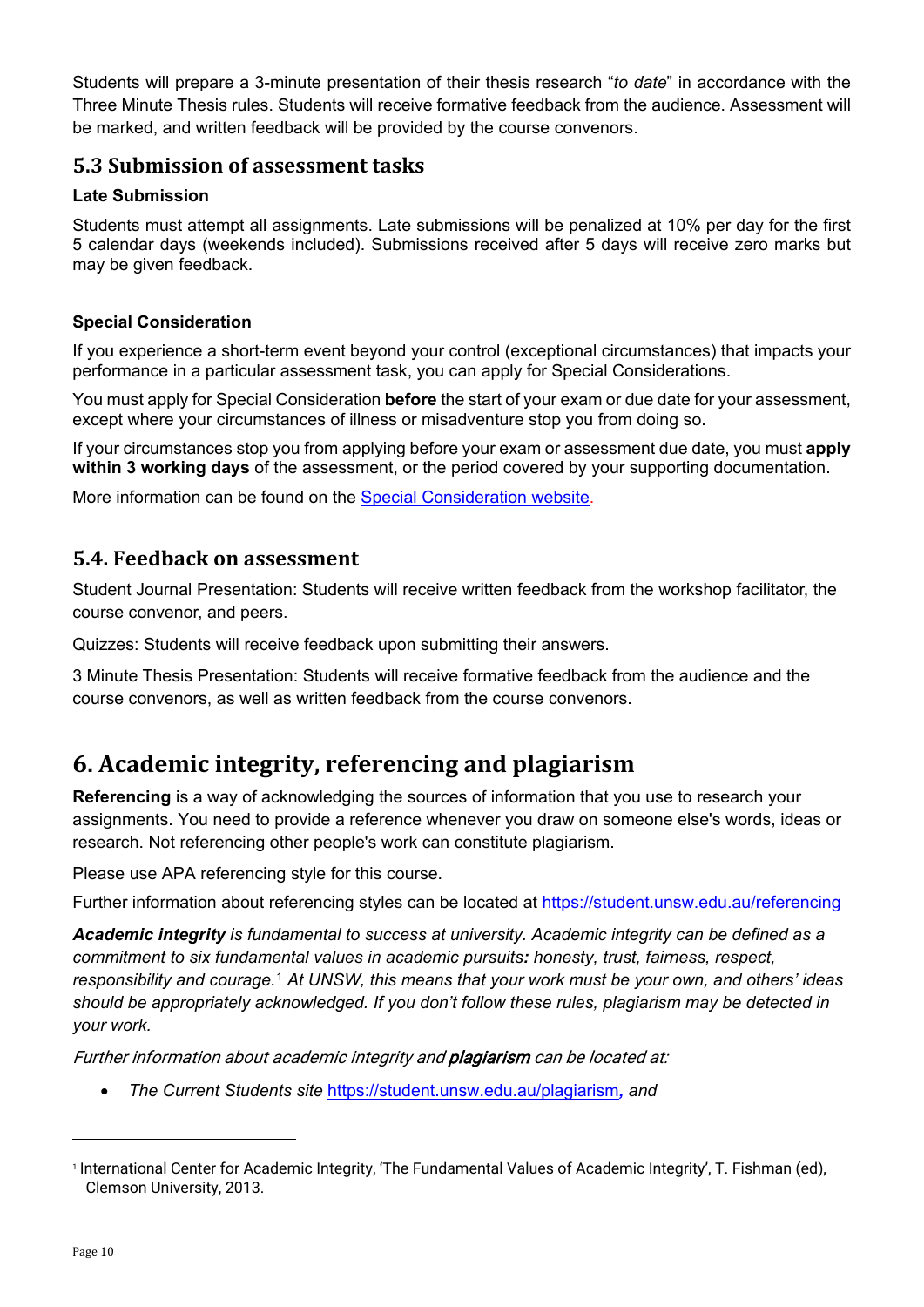Students will prepare a 3-minute presentation of their thesis research "*to date*" in accordance with the Three Minute Thesis rules. Students will receive formative feedback from the audience. Assessment will be marked, and written feedback will be provided by the course convenors.

### 5.3 Submission of assessment tasks

**Late Submission**

Students must attempt all assignments. Late submissions will be penalized at 10% per day for the first 5 calendar days (weekends included). Submissions received after 5 days will receive zero marks but may be given feedback.

**Special Consideration**

If you experience a short-term event beyond your control (exceptional circumstances) that impacts your performance in a particular assessment task, you can apply for Special Considerations.

You must apply for Special Consideration **before** the start of your exam or due date for your assessment, except where your circumstances of illness or misadventure stop you from doing so.

If your circumstances stop you from applying before your exam or assessment due date, you must **apply within 3 working days** of the assessment, or the period covered by your supporting documentation.

More information can be found on the Special Consideration website.

### 5.4. Feedback on assessment

Student Journal Presentation: Students will receive written feedback from the workshop facilitator, the course convenor, and peers.

Quizzes: Students will receive feedback upon submitting their answers.

3 Minute Thesis Presentation: Students will receive formative feedback from the audience and the course convenors, as well as written feedback from the course convenors.

## 6. Academic integrity, referencing and plagiarism

**Referencing** is a way of acknowledging the sources of information that you use to research your assignments. You need to provide a reference whenever you draw on someone else's words, ideas or research. Not referencing other people's work can constitute plagiarism.

Please use APA referencing style for this course.

Further information about referencing styles can be located at https://student.unsw.edu.au/referencing

***Academic integrity*** *is fundamental to success at university. Academic integrity can be defined as a commitment to six fundamental values in academic pursuits: honesty, trust, fairness, respect, responsibility and courage.*[1] *At UNSW, this means that your work must be your own, and others' ideas should be appropriately acknowledged. If you don't follow these rules, plagiarism may be detected in your work.*

*Further information about academic integrity and* ***plagiarism*** *can be located at:*

- *The Current Students site* https://student.unsw.edu.au/plagiarism*, and*

---

[1] International Center for Academic Integrity, 'The Fundamental Values of Academic Integrity', T. Fishman (ed), Clemson University, 2013.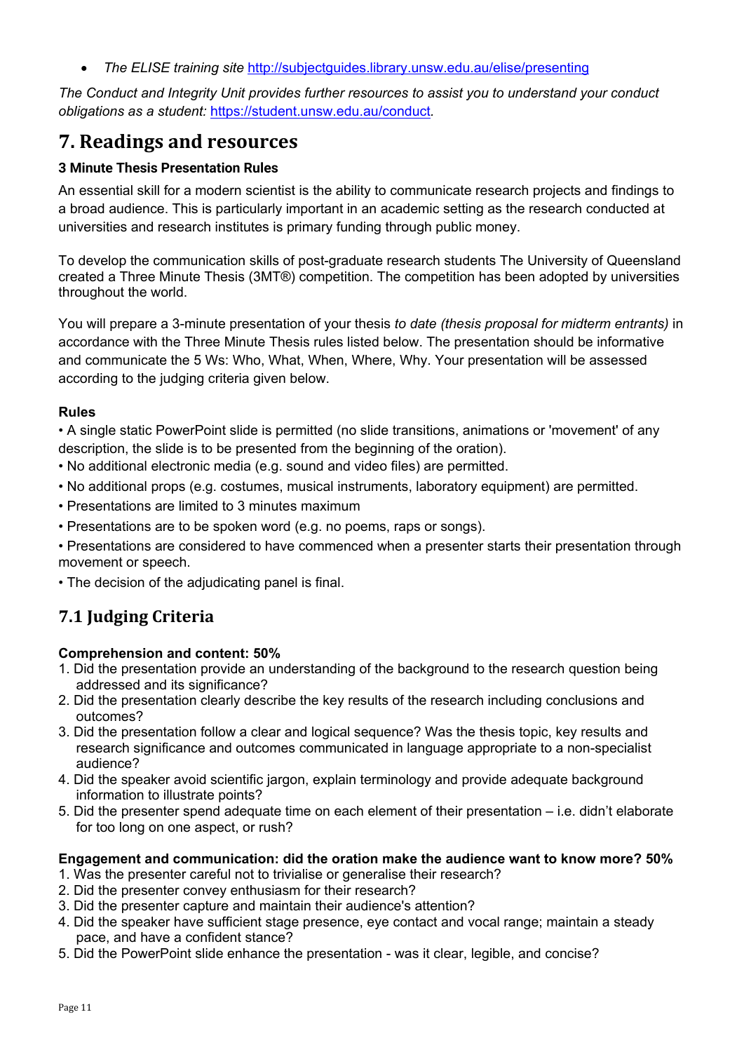- *The ELISE training site* http://subjectguides.library.unsw.edu.au/elise/presenting

*The Conduct and Integrity Unit provides further resources to assist you to understand your conduct obligations as a student:* https://student.unsw.edu.au/conduct*.*

# 7. Readings and resources

**3 Minute Thesis Presentation Rules**

An essential skill for a modern scientist is the ability to communicate research projects and findings to a broad audience. This is particularly important in an academic setting as the research conducted at universities and research institutes is primary funding through public money.

To develop the communication skills of post-graduate research students The University of Queensland created a Three Minute Thesis (3MT®) competition. The competition has been adopted by universities throughout the world.

You will prepare a 3-minute presentation of your thesis *to date (thesis proposal for midterm entrants)* in accordance with the Three Minute Thesis rules listed below. The presentation should be informative and communicate the 5 Ws: Who, What, When, Where, Why. Your presentation will be assessed according to the judging criteria given below.

**Rules**

- A single static PowerPoint slide is permitted (no slide transitions, animations or 'movement' of any description, the slide is to be presented from the beginning of the oration).
- No additional electronic media (e.g. sound and video files) are permitted.
- No additional props (e.g. costumes, musical instruments, laboratory equipment) are permitted.
- Presentations are limited to 3 minutes maximum
- Presentations are to be spoken word (e.g. no poems, raps or songs).
- Presentations are considered to have commenced when a presenter starts their presentation through movement or speech.
- The decision of the adjudicating panel is final.

## 7.1 Judging Criteria

**Comprehension and content: 50%**

1. Did the presentation provide an understanding of the background to the research question being addressed and its significance?
2. Did the presentation clearly describe the key results of the research including conclusions and outcomes?
3. Did the presentation follow a clear and logical sequence? Was the thesis topic, key results and research significance and outcomes communicated in language appropriate to a non-specialist audience?
4. Did the speaker avoid scientific jargon, explain terminology and provide adequate background information to illustrate points?
5. Did the presenter spend adequate time on each element of their presentation – i.e. didn't elaborate for too long on one aspect, or rush?

**Engagement and communication: did the oration make the audience want to know more? 50%**

1. Was the presenter careful not to trivialise or generalise their research?
2. Did the presenter convey enthusiasm for their research?
3. Did the presenter capture and maintain their audience's attention?
4. Did the speaker have sufficient stage presence, eye contact and vocal range; maintain a steady pace, and have a confident stance?
5. Did the PowerPoint slide enhance the presentation - was it clear, legible, and concise?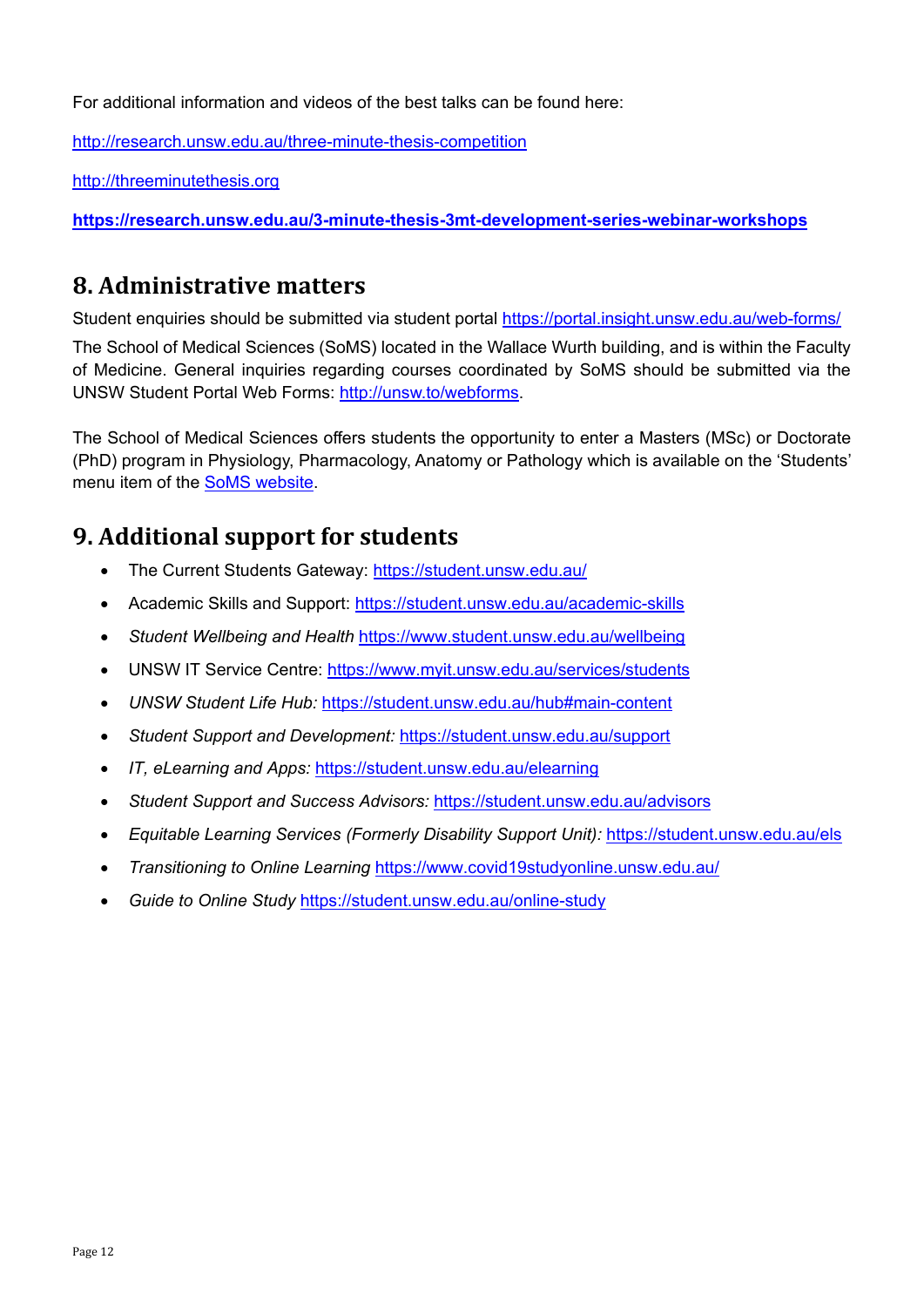For additional information and videos of the best talks can be found here:

http://research.unsw.edu.au/three-minute-thesis-competition

http://threeminutethesis.org

**https://research.unsw.edu.au/3-minute-thesis-3mt-development-series-webinar-workshops**

## 8. Administrative matters

Student enquiries should be submitted via student portal https://portal.insight.unsw.edu.au/web-forms/

The School of Medical Sciences (SoMS) located in the Wallace Wurth building, and is within the Faculty of Medicine. General inquiries regarding courses coordinated by SoMS should be submitted via the UNSW Student Portal Web Forms: http://unsw.to/webforms.

The School of Medical Sciences offers students the opportunity to enter a Masters (MSc) or Doctorate (PhD) program in Physiology, Pharmacology, Anatomy or Pathology which is available on the 'Students' menu item of the SoMS website.

## 9. Additional support for students

- The Current Students Gateway: https://student.unsw.edu.au/
- Academic Skills and Support: https://student.unsw.edu.au/academic-skills
- *Student Wellbeing and Health* https://www.student.unsw.edu.au/wellbeing
- UNSW IT Service Centre: https://www.myit.unsw.edu.au/services/students
- *UNSW Student Life Hub:* https://student.unsw.edu.au/hub#main-content
- *Student Support and Development:* https://student.unsw.edu.au/support
- *IT, eLearning and Apps:* https://student.unsw.edu.au/elearning
- *Student Support and Success Advisors:* https://student.unsw.edu.au/advisors
- *Equitable Learning Services (Formerly Disability Support Unit):* https://student.unsw.edu.au/els
- *Transitioning to Online Learning* https://www.covid19studyonline.unsw.edu.au/
- *Guide to Online Study* https://student.unsw.edu.au/online-study